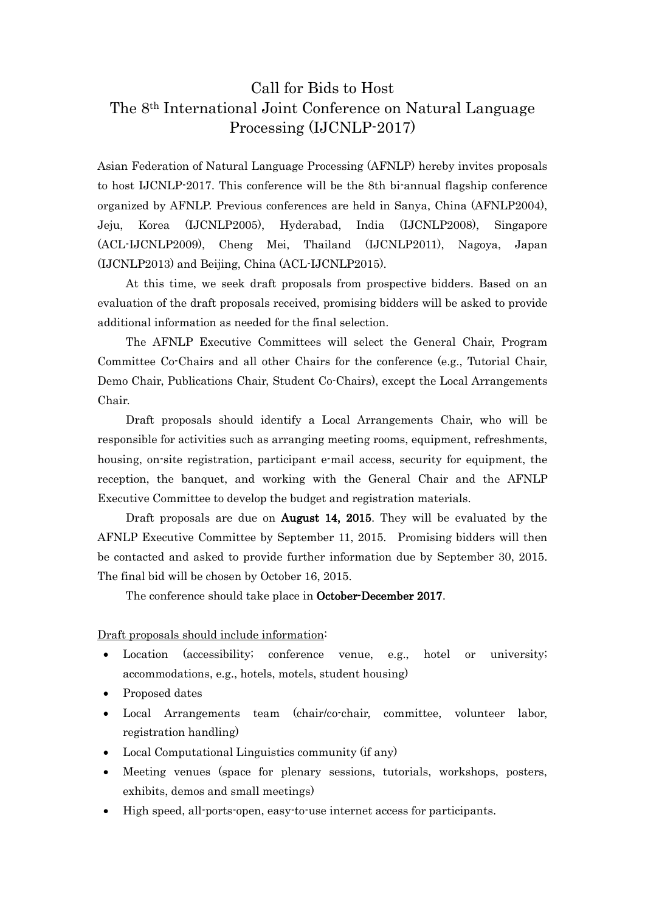# Call for Bids to Host The 8th International Joint Conference on Natural Language Processing (IJCNLP-2017)

Asian Federation of Natural Language Processing (AFNLP) hereby invites proposals to host IJCNLP-2017. This conference will be the 8th bi-annual flagship conference organized by AFNLP. Previous conferences are held in Sanya, China (AFNLP2004), Jeju, Korea (IJCNLP2005), Hyderabad, India (IJCNLP2008), Singapore (ACL-IJCNLP2009), Cheng Mei, Thailand (IJCNLP2011), Nagoya, Japan (IJCNLP2013) and Beijing, China (ACL-IJCNLP2015).

At this time, we seek draft proposals from prospective bidders. Based on an evaluation of the draft proposals received, promising bidders will be asked to provide additional information as needed for the final selection.

The AFNLP Executive Committees will select the General Chair, Program Committee Co-Chairs and all other Chairs for the conference (e.g., Tutorial Chair, Demo Chair, Publications Chair, Student Co-Chairs), except the Local Arrangements Chair.

Draft proposals should identify a Local Arrangements Chair, who will be responsible for activities such as arranging meeting rooms, equipment, refreshments, housing, on-site registration, participant e-mail access, security for equipment, the reception, the banquet, and working with the General Chair and the AFNLP Executive Committee to develop the budget and registration materials.

Draft proposals are due on **August 14, 2015**. They will be evaluated by the AFNLP Executive Committee by September 11, 2015. Promising bidders will then be contacted and asked to provide further information due by September 30, 2015. The final bid will be chosen by October 16, 2015.

The conference should take place in **October-December 2017**.

Draft proposals should include information:

- Location (accessibility; conference venue, e.g., hotel or university; accommodations, e.g., hotels, motels, student housing)
- Proposed dates
- Local Arrangements team (chair/co-chair, committee, volunteer labor, registration handling)
- Local Computational Linguistics community (if any)
- Meeting venues (space for plenary sessions, tutorials, workshops, posters, exhibits, demos and small meetings)
- High speed, all-ports-open, easy-to-use internet access for participants.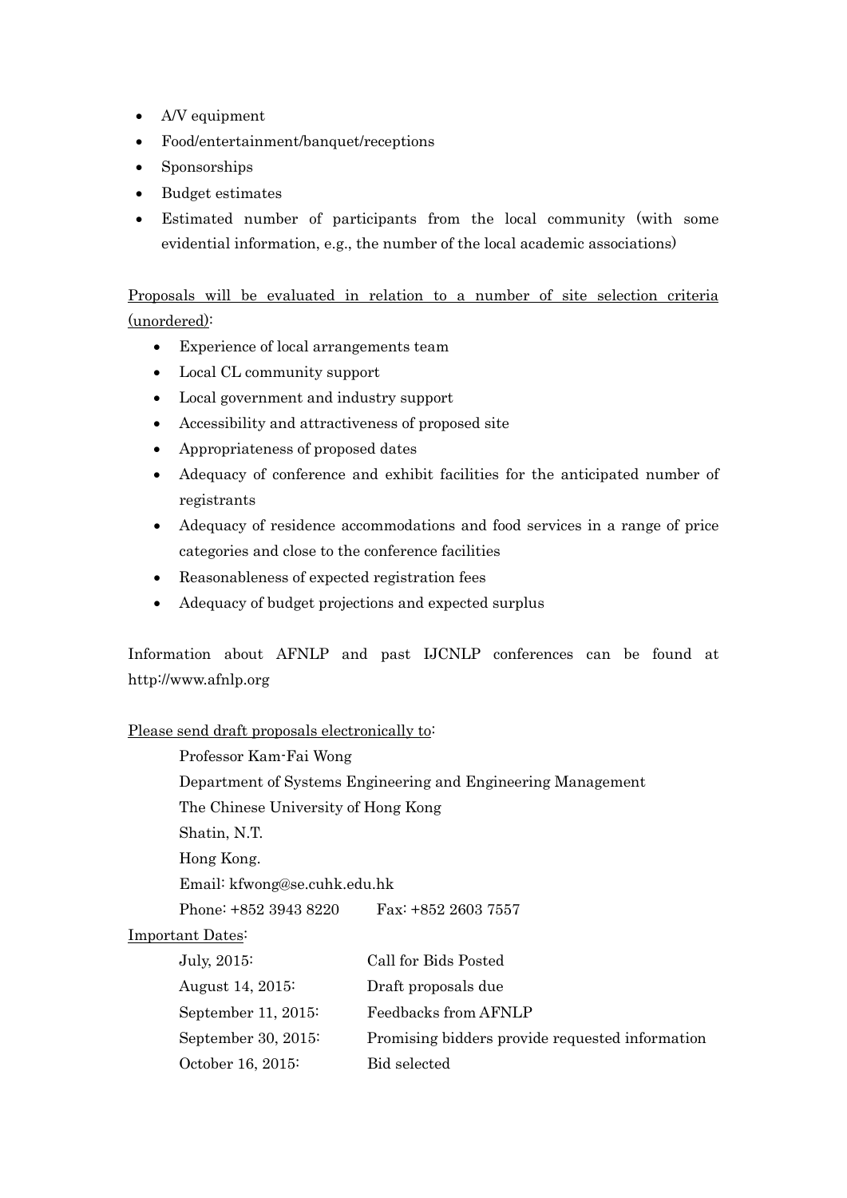- A/V equipment
- Food/entertainment/banquet/receptions
- Sponsorships
- Budget estimates
- Estimated number of participants from the local community (with some evidential information, e.g., the number of the local academic associations)

<u>Proposals will be evaluated in relation to a number of site selection criteria (unordered)</u>:

- Experience of local arrangements team
- Local CL community support
- Local government and industry support
- Accessibility and attractiveness of proposed site
- Appropriateness of proposed dates
- Adequacy of conference and exhibit facilities for the anticipated number of registrants
- Adequacy of residence accommodations and food services in a range of price categories and close to the conference facilities
- Reasonableness of expected registration fees
- Adequacy of budget projections and expected surplus

Information about AFNLP and past IJCNLP conferences can be found at http://www.afnlp.org

<u>Please send draft proposals electronically to</u>:

Professor Kam-Fai Wong
Department of Systems Engineering and Engineering Management
The Chinese University of Hong Kong
Shatin, N.T.
Hong Kong.
Email: kfwong@se.cuhk.edu.hk
Phone: +852 3943 8220    Fax: +852 2603 7557

<u>Important Dates</u>:

| | |
|---|---|
| July, 2015: | Call for Bids Posted |
| August 14, 2015: | Draft proposals due |
| September 11, 2015: | Feedbacks from AFNLP |
| September 30, 2015: | Promising bidders provide requested information |
| October 16, 2015: | Bid selected |